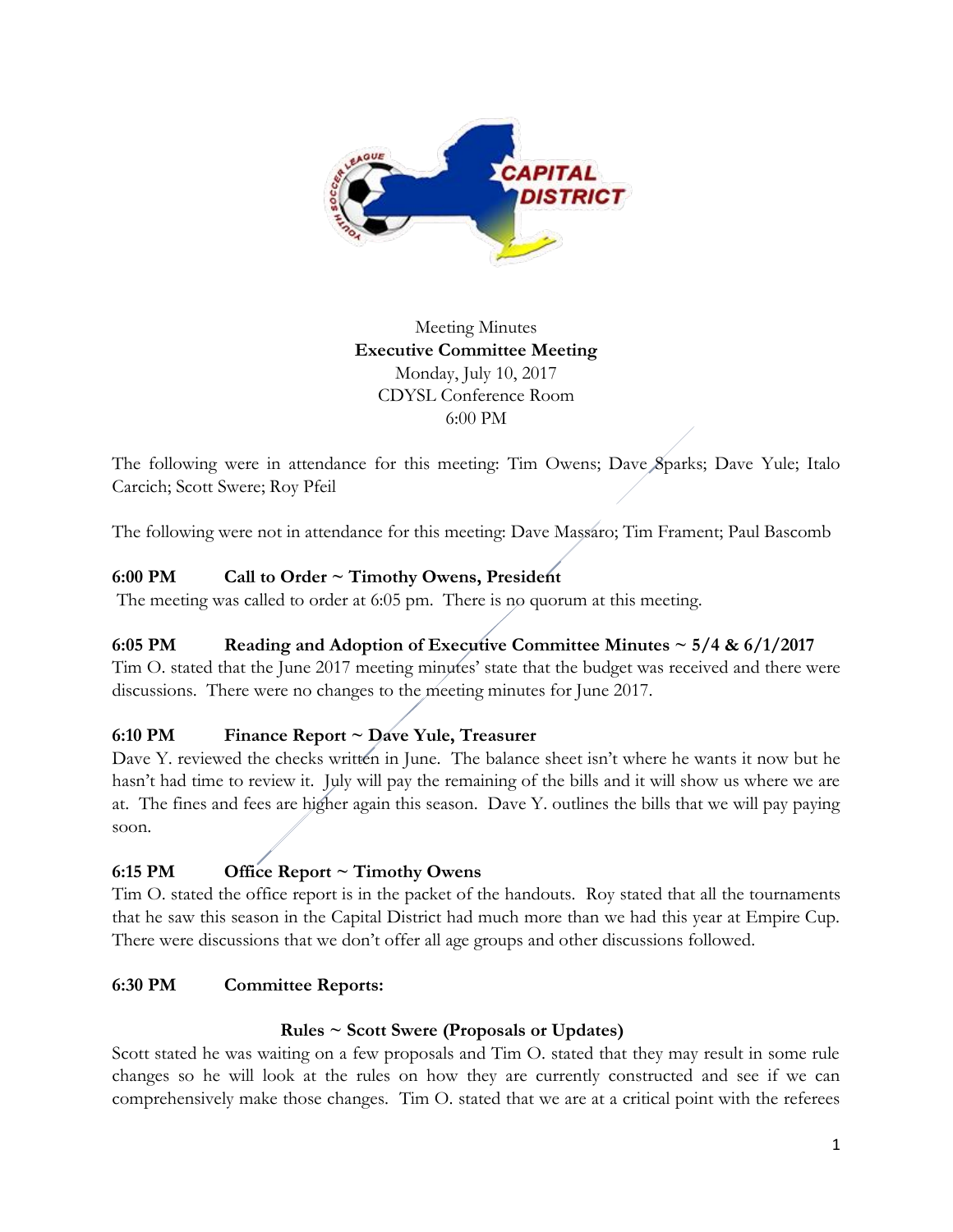Meeting Minutes

**Executive Committee Meeting**

Monday, July 10, 2017

CDYSL Conference Room

6:00 PM

The following were in attendance for this meeting: Tim Owens; Dave Sparks; Dave Yule; Italo Carcich; Scott Swere; Roy Pfeil

The following were not in attendance for this meeting: Dave Massaro; Tim Frament; Paul Bascomb

**6:00 PM Call to Order ~ Timothy Owens, President**

The meeting was called to order at 6:05 pm. There is no quorum at this meeting.

**6:05 PM Reading and Adoption of Executive Committee Minutes ~ 5/4 & 6/1/2017**

Tim O. stated that the June 2017 meeting minutes' state that the budget was received and there were discussions. There were no changes to the meeting minutes for June 2017.

**6:10 PM Finance Report ~ Dave Yule, Treasurer**

Dave Y. reviewed the checks written in June. The balance sheet isn't where he wants it now but he hasn't had time to review it. July will pay the remaining of the bills and it will show us where we are at. The fines and fees are higher again this season. Dave Y. outlines the bills that we will pay paying soon.

**6:15 PM Office Report ~ Timothy Owens**

Tim O. stated the office report is in the packet of the handouts. Roy stated that all the tournaments that he saw this season in the Capital District had much more than we had this year at Empire Cup. There were discussions that we don't offer all age groups and other discussions followed.

**6:30 PM Committee Reports:**

**Rules ~ Scott Swere (Proposals or Updates)**

Scott stated he was waiting on a few proposals and Tim O. stated that they may result in some rule changes so he will look at the rules on how they are currently constructed and see if we can comprehensively make those changes. Tim O. stated that we are at a critical point with the referees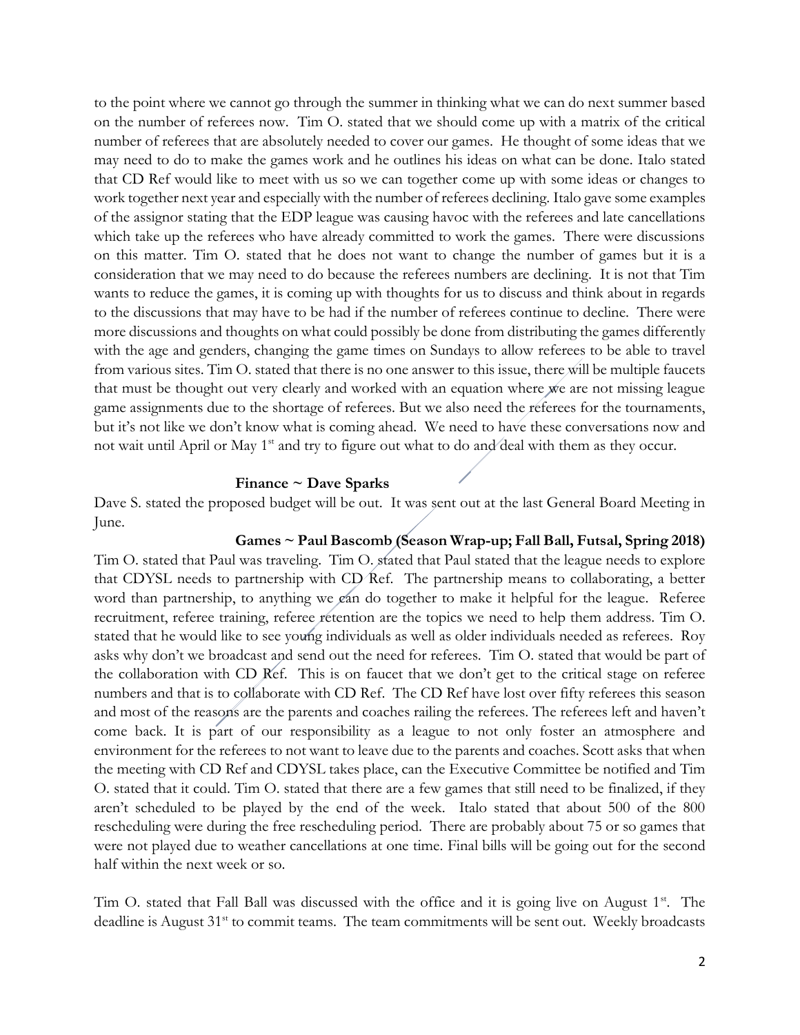to the point where we cannot go through the summer in thinking what we can do next summer based on the number of referees now. Tim O. stated that we should come up with a matrix of the critical number of referees that are absolutely needed to cover our games. He thought of some ideas that we may need to do to make the games work and he outlines his ideas on what can be done. Italo stated that CD Ref would like to meet with us so we can together come up with some ideas or changes to work together next year and especially with the number of referees declining. Italo gave some examples of the assignor stating that the EDP league was causing havoc with the referees and late cancellations which take up the referees who have already committed to work the games. There were discussions on this matter. Tim O. stated that he does not want to change the number of games but it is a consideration that we may need to do because the referees numbers are declining. It is not that Tim wants to reduce the games, it is coming up with thoughts for us to discuss and think about in regards to the discussions that may have to be had if the number of referees continue to decline. There were more discussions and thoughts on what could possibly be done from distributing the games differently with the age and genders, changing the game times on Sundays to allow referees to be able to travel from various sites. Tim O. stated that there is no one answer to this issue, there will be multiple faucets that must be thought out very clearly and worked with an equation where we are not missing league game assignments due to the shortage of referees. But we also need the referees for the tournaments, but it's not like we don't know what is coming ahead. We need to have these conversations now and not wait until April or May 1st and try to figure out what to do and deal with them as they occur.

**Finance ~ Dave Sparks**

Dave S. stated the proposed budget will be out. It was sent out at the last General Board Meeting in June.

**Games ~ Paul Bascomb (Season Wrap-up; Fall Ball, Futsal, Spring 2018)**

Tim O. stated that Paul was traveling. Tim O. stated that Paul stated that the league needs to explore that CDYSL needs to partnership with CD Ref. The partnership means to collaborating, a better word than partnership, to anything we can do together to make it helpful for the league. Referee recruitment, referee training, referee retention are the topics we need to help them address. Tim O. stated that he would like to see young individuals as well as older individuals needed as referees. Roy asks why don't we broadcast and send out the need for referees. Tim O. stated that would be part of the collaboration with CD Ref. This is on faucet that we don't get to the critical stage on referee numbers and that is to collaborate with CD Ref. The CD Ref have lost over fifty referees this season and most of the reasons are the parents and coaches railing the referees. The referees left and haven't come back. It is part of our responsibility as a league to not only foster an atmosphere and environment for the referees to not want to leave due to the parents and coaches. Scott asks that when the meeting with CD Ref and CDYSL takes place, can the Executive Committee be notified and Tim O. stated that it could. Tim O. stated that there are a few games that still need to be finalized, if they aren't scheduled to be played by the end of the week. Italo stated that about 500 of the 800 rescheduling were during the free rescheduling period. There are probably about 75 or so games that were not played due to weather cancellations at one time. Final bills will be going out for the second half within the next week or so.

Tim O. stated that Fall Ball was discussed with the office and it is going live on August 1st. The deadline is August 31st to commit teams. The team commitments will be sent out. Weekly broadcasts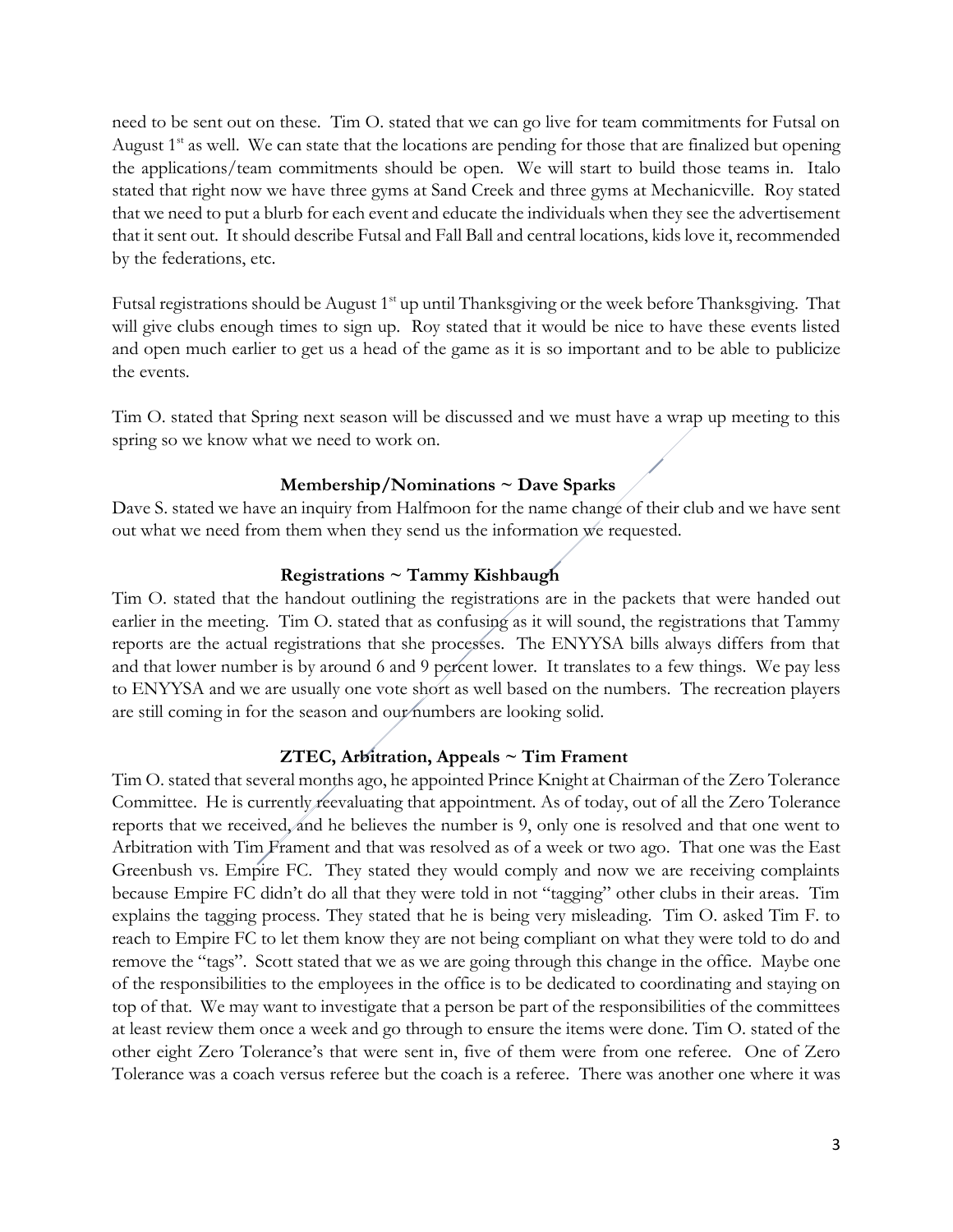need to be sent out on these. Tim O. stated that we can go live for team commitments for Futsal on August 1[st] as well. We can state that the locations are pending for those that are finalized but opening the applications/team commitments should be open. We will start to build those teams in. Italo stated that right now we have three gyms at Sand Creek and three gyms at Mechanicville. Roy stated that we need to put a blurb for each event and educate the individuals when they see the advertisement that it sent out. It should describe Futsal and Fall Ball and central locations, kids love it, recommended by the federations, etc.

Futsal registrations should be August 1[st] up until Thanksgiving or the week before Thanksgiving. That will give clubs enough times to sign up. Roy stated that it would be nice to have these events listed and open much earlier to get us a head of the game as it is so important and to be able to publicize the events.

Tim O. stated that Spring next season will be discussed and we must have a wrap up meeting to this spring so we know what we need to work on.

**Membership/Nominations ~ Dave Sparks**

Dave S. stated we have an inquiry from Halfmoon for the name change of their club and we have sent out what we need from them when they send us the information we requested.

**Registrations ~ Tammy Kishbaugh**

Tim O. stated that the handout outlining the registrations are in the packets that were handed out earlier in the meeting. Tim O. stated that as confusing as it will sound, the registrations that Tammy reports are the actual registrations that she processes. The ENYYSA bills always differs from that and that lower number is by around 6 and 9 percent lower. It translates to a few things. We pay less to ENYYSA and we are usually one vote short as well based on the numbers. The recreation players are still coming in for the season and our numbers are looking solid.

**ZTEC, Arbitration, Appeals ~ Tim Frament**

Tim O. stated that several months ago, he appointed Prince Knight at Chairman of the Zero Tolerance Committee. He is currently reevaluating that appointment. As of today, out of all the Zero Tolerance reports that we received, and he believes the number is 9, only one is resolved and that one went to Arbitration with Tim Frament and that was resolved as of a week or two ago. That one was the East Greenbush vs. Empire FC. They stated they would comply and now we are receiving complaints because Empire FC didn't do all that they were told in not "tagging" other clubs in their areas. Tim explains the tagging process. They stated that he is being very misleading. Tim O. asked Tim F. to reach to Empire FC to let them know they are not being compliant on what they were told to do and remove the "tags". Scott stated that we as we are going through this change in the office. Maybe one of the responsibilities to the employees in the office is to be dedicated to coordinating and staying on top of that. We may want to investigate that a person be part of the responsibilities of the committees at least review them once a week and go through to ensure the items were done. Tim O. stated of the other eight Zero Tolerance's that were sent in, five of them were from one referee. One of Zero Tolerance was a coach versus referee but the coach is a referee. There was another one where it was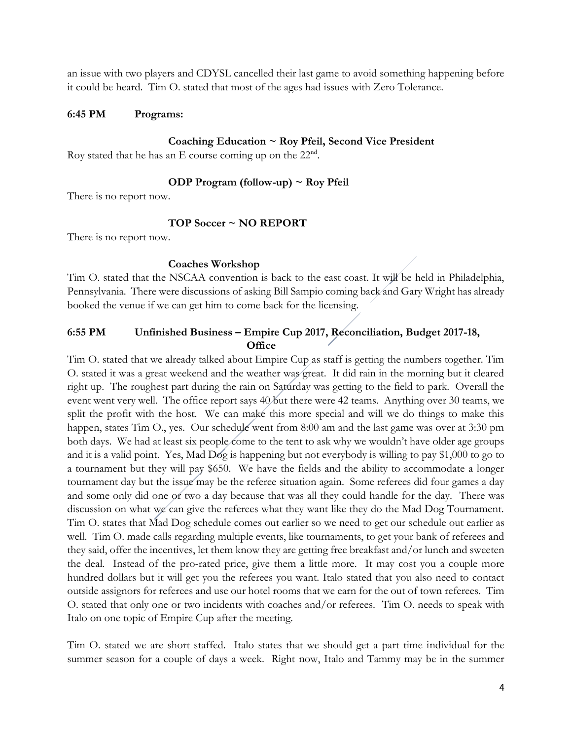an issue with two players and CDYSL cancelled their last game to avoid something happening before it could be heard. Tim O. stated that most of the ages had issues with Zero Tolerance.

**6:45 PM Programs:**

**Coaching Education ~ Roy Pfeil, Second Vice President**

Roy stated that he has an E course coming up on the 22nd.

**ODP Program (follow-up) ~ Roy Pfeil**

There is no report now.

**TOP Soccer ~ NO REPORT**

There is no report now.

**Coaches Workshop**

Tim O. stated that the NSCAA convention is back to the east coast. It will be held in Philadelphia, Pennsylvania. There were discussions of asking Bill Sampio coming back and Gary Wright has already booked the venue if we can get him to come back for the licensing.

**6:55 PM Unfinished Business – Empire Cup 2017, Reconciliation, Budget 2017-18, Office**

Tim O. stated that we already talked about Empire Cup as staff is getting the numbers together. Tim O. stated it was a great weekend and the weather was great. It did rain in the morning but it cleared right up. The roughest part during the rain on Saturday was getting to the field to park. Overall the event went very well. The office report says 40 but there were 42 teams. Anything over 30 teams, we split the profit with the host. We can make this more special and will we do things to make this happen, states Tim O., yes. Our schedule went from 8:00 am and the last game was over at 3:30 pm both days. We had at least six people come to the tent to ask why we wouldn't have older age groups and it is a valid point. Yes, Mad Dog is happening but not everybody is willing to pay $1,000 to go to a tournament but they will pay $650. We have the fields and the ability to accommodate a longer tournament day but the issue may be the referee situation again. Some referees did four games a day and some only did one or two a day because that was all they could handle for the day. There was discussion on what we can give the referees what they want like they do the Mad Dog Tournament. Tim O. states that Mad Dog schedule comes out earlier so we need to get our schedule out earlier as well. Tim O. made calls regarding multiple events, like tournaments, to get your bank of referees and they said, offer the incentives, let them know they are getting free breakfast and/or lunch and sweeten the deal. Instead of the pro-rated price, give them a little more. It may cost you a couple more hundred dollars but it will get you the referees you want. Italo stated that you also need to contact outside assignors for referees and use our hotel rooms that we earn for the out of town referees. Tim O. stated that only one or two incidents with coaches and/or referees. Tim O. needs to speak with Italo on one topic of Empire Cup after the meeting.

Tim O. stated we are short staffed. Italo states that we should get a part time individual for the summer season for a couple of days a week. Right now, Italo and Tammy may be in the summer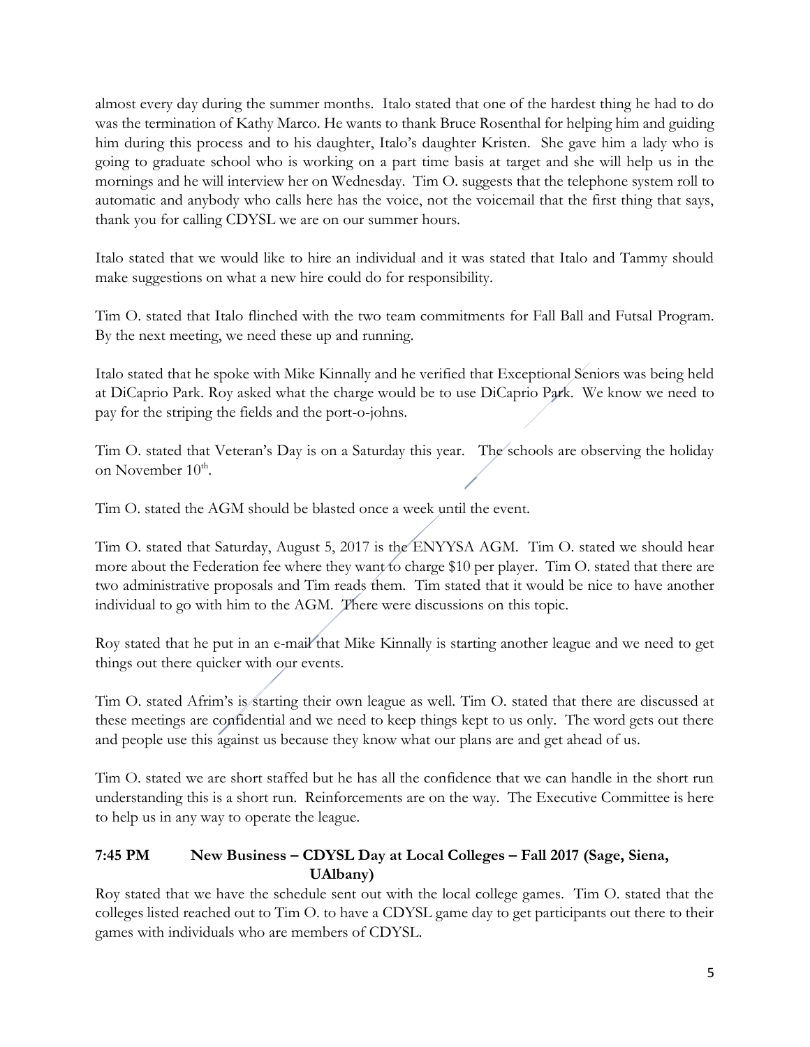almost every day during the summer months. Italo stated that one of the hardest thing he had to do was the termination of Kathy Marco. He wants to thank Bruce Rosenthal for helping him and guiding him during this process and to his daughter, Italo's daughter Kristen. She gave him a lady who is going to graduate school who is working on a part time basis at target and she will help us in the mornings and he will interview her on Wednesday. Tim O. suggests that the telephone system roll to automatic and anybody who calls here has the voice, not the voicemail that the first thing that says, thank you for calling CDYSL we are on our summer hours.

Italo stated that we would like to hire an individual and it was stated that Italo and Tammy should make suggestions on what a new hire could do for responsibility.

Tim O. stated that Italo flinched with the two team commitments for Fall Ball and Futsal Program. By the next meeting, we need these up and running.

Italo stated that he spoke with Mike Kinnally and he verified that Exceptional Seniors was being held at DiCaprio Park. Roy asked what the charge would be to use DiCaprio Park. We know we need to pay for the striping the fields and the port-o-johns.

Tim O. stated that Veteran's Day is on a Saturday this year. The schools are observing the holiday on November 10th.

Tim O. stated the AGM should be blasted once a week until the event.

Tim O. stated that Saturday, August 5, 2017 is the ENYYSA AGM. Tim O. stated we should hear more about the Federation fee where they want to charge $10 per player. Tim O. stated that there are two administrative proposals and Tim reads them. Tim stated that it would be nice to have another individual to go with him to the AGM. There were discussions on this topic.

Roy stated that he put in an e-mail that Mike Kinnally is starting another league and we need to get things out there quicker with our events.

Tim O. stated Afrim's is starting their own league as well. Tim O. stated that there are discussed at these meetings are confidential and we need to keep things kept to us only. The word gets out there and people use this against us because they know what our plans are and get ahead of us.

Tim O. stated we are short staffed but he has all the confidence that we can handle in the short run understanding this is a short run. Reinforcements are on the way. The Executive Committee is here to help us in any way to operate the league.

**7:45 PM New Business – CDYSL Day at Local Colleges – Fall 2017 (Sage, Siena, UAlbany)**

Roy stated that we have the schedule sent out with the local college games. Tim O. stated that the colleges listed reached out to Tim O. to have a CDYSL game day to get participants out there to their games with individuals who are members of CDYSL.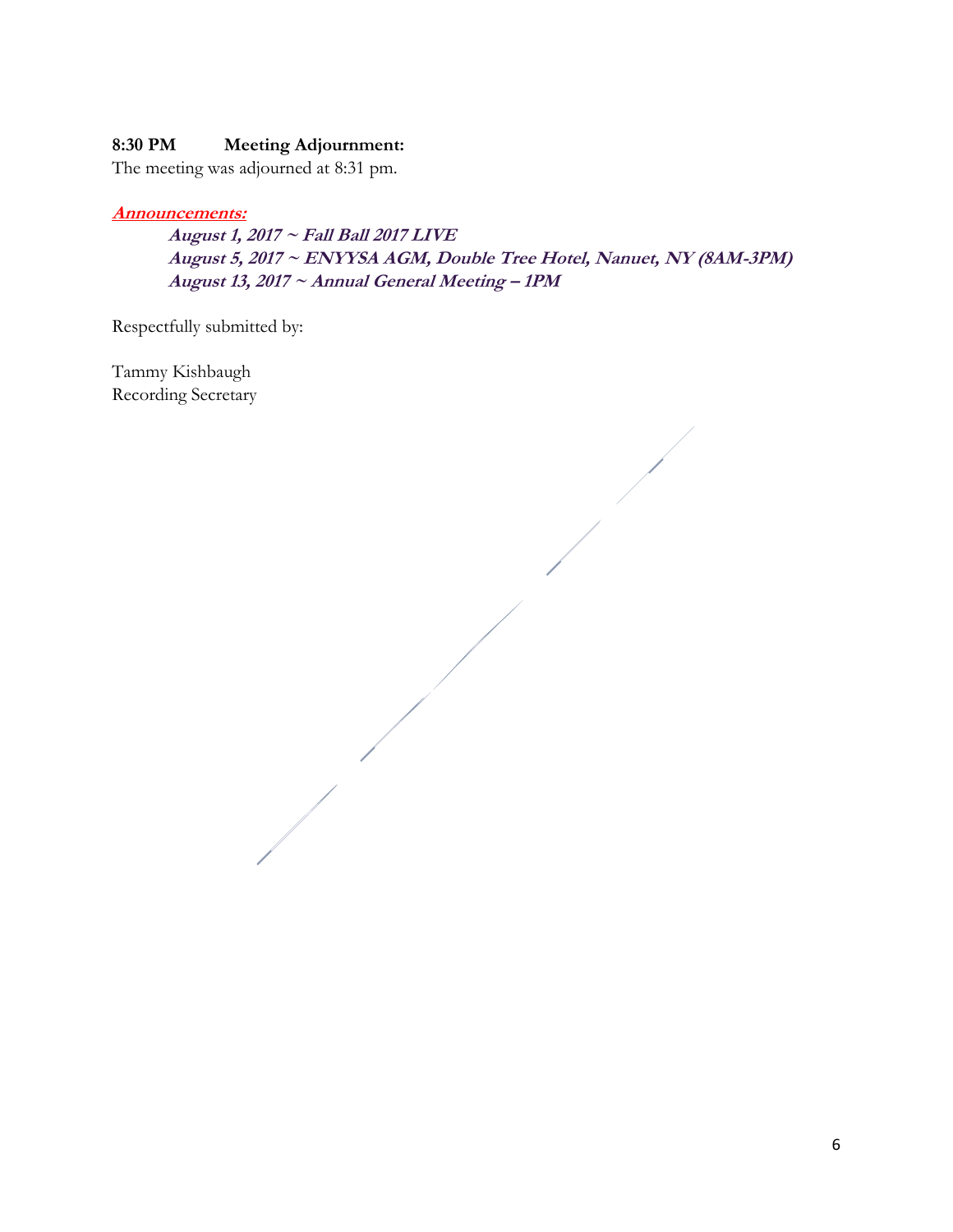**8:30 PM Meeting Adjournment:**

The meeting was adjourned at 8:31 pm.

***Announcements:***

***August 1, 2017 ~ Fall Ball 2017 LIVE***
***August 5, 2017 ~ ENYYSA AGM, Double Tree Hotel, Nanuet, NY (8AM-3PM)***
***August 13, 2017 ~ Annual General Meeting – 1PM***

Respectfully submitted by:

Tammy Kishbaugh
Recording Secretary